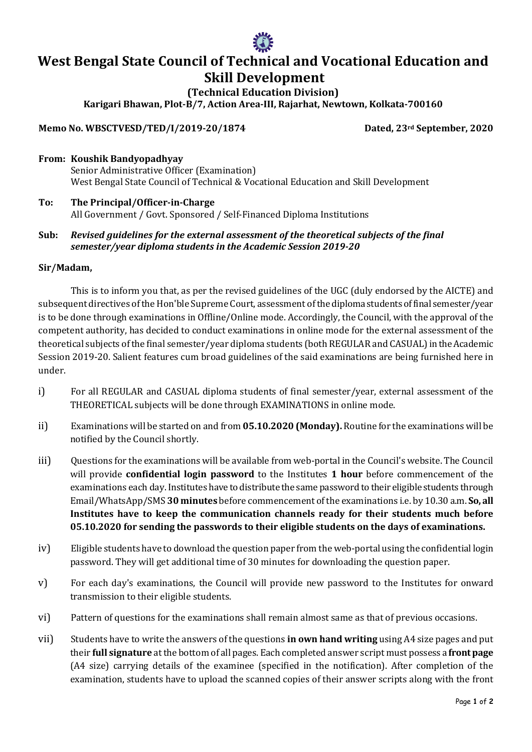# West Bengal State Council of Technical and Vocational Education and Skill Development

**(Technical Education Division)**

**Karigari Bhawan, Plot-B/7, Action Area-III, Rajarhat, Newtown, Kolkata-700160**

**Memo No. WBSCTVESD/TED/I/2019-20/1874** **Dated, 23rd September, 2020**

**From: Koushik Bandyopadhyay**
Senior Administrative Officer (Examination)
West Bengal State Council of Technical & Vocational Education and Skill Development

**To: The Principal/Officer-in-Charge**
All Government / Govt. Sponsored / Self-Financed Diploma Institutions

**Sub:** ***Revised guidelines for the external assessment of the theoretical subjects of the final semester/year diploma students in the Academic Session 2019-20***

**Sir/Madam,**

This is to inform you that, as per the revised guidelines of the UGC (duly endorsed by the AICTE) and subsequent directives of the Hon'ble Supreme Court, assessment of the diploma students of final semester/year is to be done through examinations in Offline/Online mode. Accordingly, the Council, with the approval of the competent authority, has decided to conduct examinations in online mode for the external assessment of the theoretical subjects of the final semester/year diploma students (both REGULAR and CASUAL) in the Academic Session 2019-20. Salient features cum broad guidelines of the said examinations are being furnished here in under.

i) For all REGULAR and CASUAL diploma students of final semester/year, external assessment of the THEORETICAL subjects will be done through EXAMINATIONS in online mode.

ii) Examinations will be started on and from **05.10.2020 (Monday).** Routine for the examinations will be notified by the Council shortly.

iii) Questions for the examinations will be available from web-portal in the Council's website. The Council will provide **confidential login password** to the Institutes **1 hour** before commencement of the examinations each day. Institutes have to distribute the same password to their eligible students through Email/WhatsApp/SMS **30 minutes** before commencement of the examinations i.e. by 10.30 a.m. **So, all Institutes have to keep the communication channels ready for their students much before 05.10.2020 for sending the passwords to their eligible students on the days of examinations.**

iv) Eligible students have to download the question paper from the web-portal using the confidential login password. They will get additional time of 30 minutes for downloading the question paper.

v) For each day's examinations, the Council will provide new password to the Institutes for onward transmission to their eligible students.

vi) Pattern of questions for the examinations shall remain almost same as that of previous occasions.

vii) Students have to write the answers of the questions **in own hand writing** using A4 size pages and put their **full signature** at the bottom of all pages. Each completed answer script must possess a **front page** (A4 size) carrying details of the examinee (specified in the notification). After completion of the examination, students have to upload the scanned copies of their answer scripts along with the front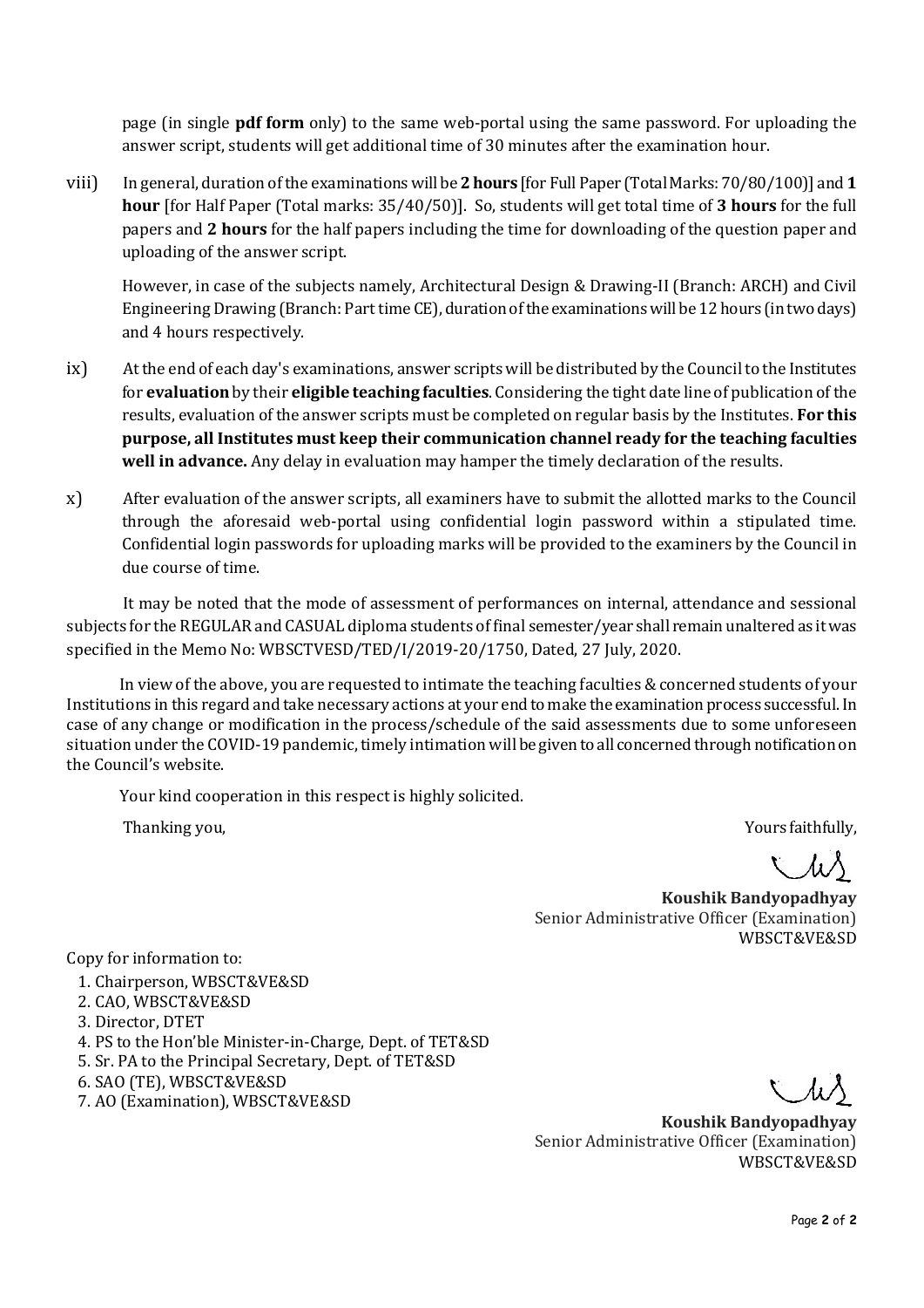page (in single **pdf form** only) to the same web-portal using the same password. For uploading the answer script, students will get additional time of 30 minutes after the examination hour.

viii) In general, duration of the examinations will be **2 hours** [for Full Paper (Total Marks: 70/80/100)] and **1 hour** [for Half Paper (Total marks: 35/40/50)]. So, students will get total time of **3 hours** for the full papers and **2 hours** for the half papers including the time for downloading of the question paper and uploading of the answer script.

However, in case of the subjects namely, Architectural Design & Drawing-II (Branch: ARCH) and Civil Engineering Drawing (Branch: Part time CE), duration of the examinations will be 12 hours (in two days) and 4 hours respectively.

ix) At the end of each day's examinations, answer scripts will be distributed by the Council to the Institutes for **evaluation** by their **eligible teaching faculties**. Considering the tight date line of publication of the results, evaluation of the answer scripts must be completed on regular basis by the Institutes. **For this purpose, all Institutes must keep their communication channel ready for the teaching faculties well in advance.** Any delay in evaluation may hamper the timely declaration of the results.

x) After evaluation of the answer scripts, all examiners have to submit the allotted marks to the Council through the aforesaid web-portal using confidential login password within a stipulated time. Confidential login passwords for uploading marks will be provided to the examiners by the Council in due course of time.

It may be noted that the mode of assessment of performances on internal, attendance and sessional subjects for the REGULAR and CASUAL diploma students of final semester/year shall remain unaltered as it was specified in the Memo No: WBSCTVESD/TED/I/2019-20/1750, Dated, 27 July, 2020.

In view of the above, you are requested to intimate the teaching faculties & concerned students of your Institutions in this regard and take necessary actions at your end to make the examination process successful. In case of any change or modification in the process/schedule of the said assessments due to some unforeseen situation under the COVID-19 pandemic, timely intimation will be given to all concerned through notification on the Council's website.

Your kind cooperation in this respect is highly solicited.

Thanking you,

Yours faithfully,

**Koushik Bandyopadhyay**
Senior Administrative Officer (Examination)
WBSCT&VE&SD

Copy for information to:

1. Chairperson, WBSCT&VE&SD
2. CAO, WBSCT&VE&SD
3. Director, DTET
4. PS to the Hon'ble Minister-in-Charge, Dept. of TET&SD
5. Sr. PA to the Principal Secretary, Dept. of TET&SD
6. SAO (TE), WBSCT&VE&SD
7. AO (Examination), WBSCT&VE&SD

**Koushik Bandyopadhyay**
Senior Administrative Officer (Examination)
WBSCT&VE&SD